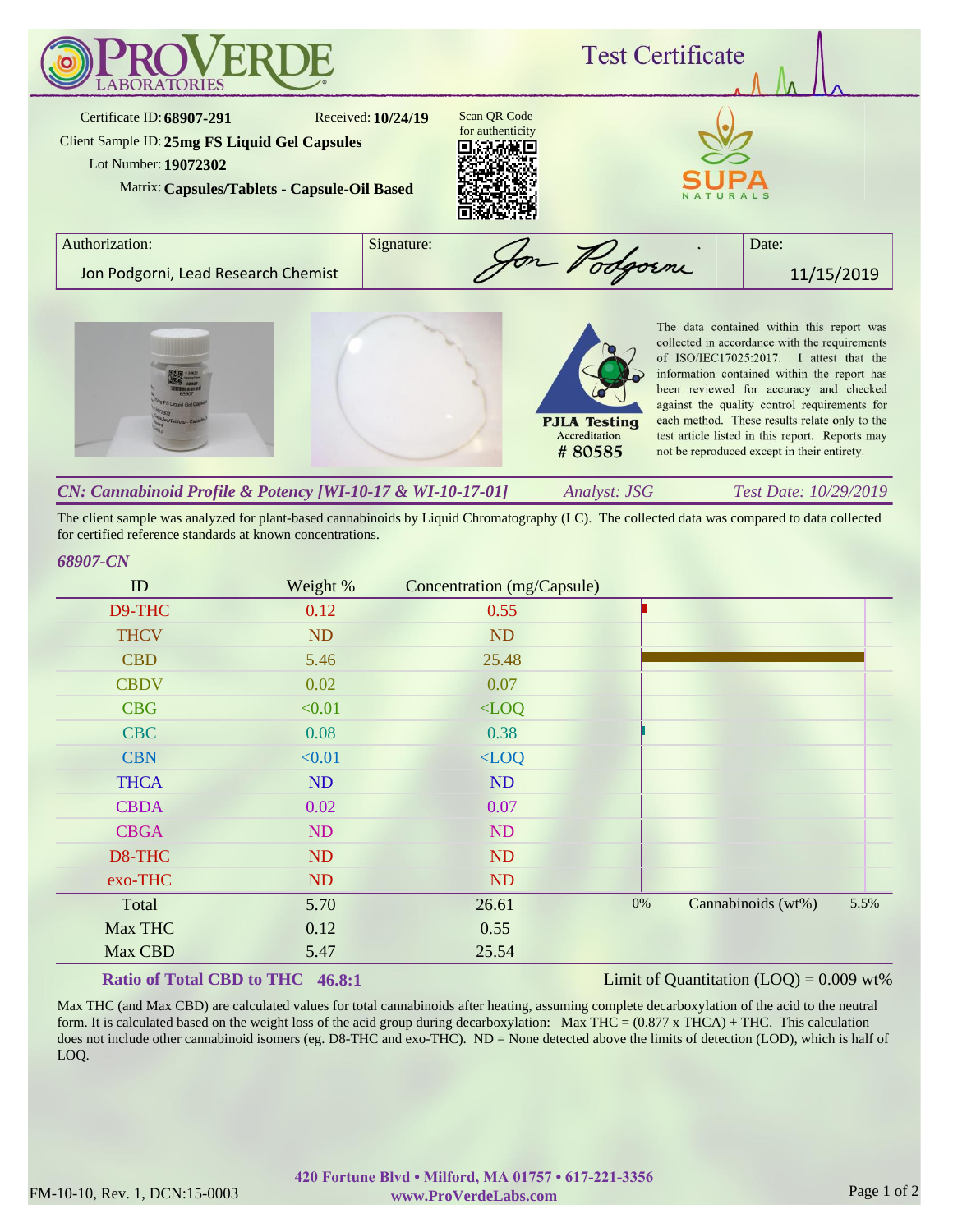# ProVerde Laboratories

## Test Certificate

Certificate ID: **68907-291**
Received: **10/24/19**
Client Sample ID: **25mg FS Liquid Gel Capsules**
Lot Number: **19072302**
Matrix: **Capsules/Tablets - Capsule-Oil Based**

Scan QR Code for authenticity

SUPA NATURALS

| Authorization: | Signature: | Date: |
|---|---|---|
| Jon Podgorni, Lead Research Chemist | Jon Podgorni | 11/15/2019 |

PJLA Testing Accreditation # 80585

The data contained within this report was collected in accordance with the requirements of ISO/IEC17025:2017. I attest that the information contained within this report has been reviewed for accuracy and checked against the quality control requirements for each method. These results relate only to the test article listed in this report. Reports may not be reproduced except in their entirety.

*CN: Cannabinoid Profile & Potency [WI-10-17 & WI-10-17-01]* — *Analyst: JSG* — *Test Date: 10/29/2019*

The client sample was analyzed for plant-based cannabinoids by Liquid Chromatography (LC). The collected data was compared to data collected for certified reference standards at known concentrations.

*68907-CN*

| ID | Weight % | Concentration (mg/Capsule) |
|---|---|---|
| D9-THC | 0.12 | 0.55 |
| THCV | ND | ND |
| CBD | 5.46 | 25.48 |
| CBDV | 0.02 | 0.07 |
| CBG | <0.01 | <LOQ |
| CBC | 0.08 | 0.38 |
| CBN | <0.01 | <LOQ |
| THCA | ND | ND |
| CBDA | 0.02 | 0.07 |
| CBGA | ND | ND |
| D8-THC | ND | ND |
| exo-THC | ND | ND |
| Total | 5.70 | 26.61 |
| Max THC | 0.12 | 0.55 |
| Max CBD | 5.47 | 25.54 |

Cannabinoids (wt%): 0% – 5.5%

**Ratio of Total CBD to THC 46.8:1**

Limit of Quantitation (LOQ) = 0.009 wt%

Max THC (and Max CBD) are calculated values for total cannabinoids after heating, assuming complete decarboxylation of the acid to the neutral form. It is calculated based on the weight loss of the acid group during decarboxylation: Max THC = (0.877 x THCA) + THC. This calculation does not include other cannabinoid isomers (eg. D8-THC and exo-THC). ND = None detected above the limits of detection (LOD), which is half of LOQ.

420 Fortune Blvd • Milford, MA 01757 • 617-221-3356
www.ProVerdeLabs.com

FM-10-10, Rev. 1, DCN:15-0003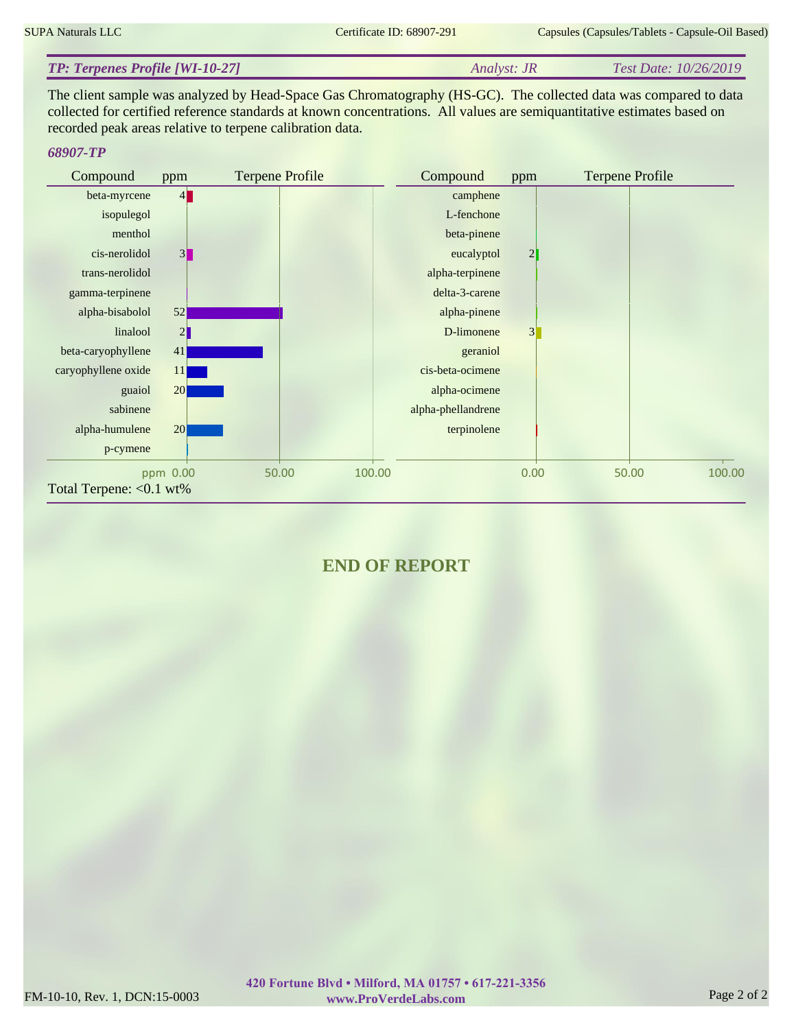**TP: Terpenes Profile [WI-10-27]** *Analyst: JR* *Test Date: 10/26/2019*

The client sample was analyzed by Head-Space Gas Chromatography (HS-GC). The collected data was compared to data collected for certified reference standards at known concentrations. All values are semiquantitative estimates based on recorded peak areas relative to terpene calibration data.

***68907-TP***

Compound
ppm
Terpene Profile

beta-myrcene 4
isopulegol
menthol
cis-nerolidol 3
trans-nerolidol
gamma-terpinene
alpha-bisabolol 52
linalool 2
beta-caryophyllene 41
caryophyllene oxide 11
guaiol 20
sabinene
alpha-humulene 20
p-cymene

ppm 0.00
50.00
100.00

Compound
ppm
Terpene Profile

camphene
L-fenchone
beta-pinene
eucalyptol 2
alpha-terpinene
delta-3-carene
alpha-pinene
D-limonene 3
geraniol
cis-beta-ocimene
alpha-ocimene
alpha-phellandrene
terpinolene

0.00
50.00
100.00

Total Terpene: <0.1 wt%

## END OF REPORT

FM-10-10, Rev. 1, DCN:15-0003

**420 Fortune Blvd • Milford, MA 01757 • 617-221-3356**
**www.ProVerdeLabs.com**